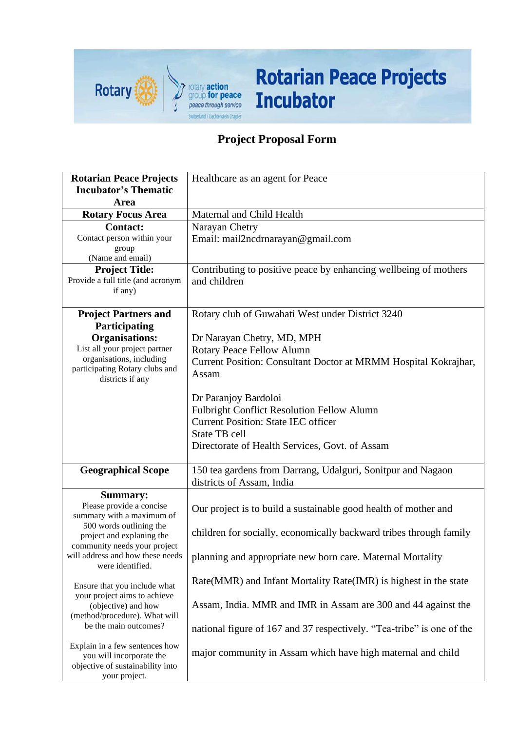Rotary | rotary action group for peace — peace through service — Switzerland / Liechtenstein Chapter

# Rotarian Peace Projects Incubator

## Project Proposal Form

| | |
|---|---|
| **Rotarian Peace Projects Incubator's Thematic Area** | Healthcare as an agent for Peace |
| **Rotary Focus Area** | Maternal and Child Health |
| **Contact:** Contact person within your group (Name and email) | Narayan Chetry<br>Email: mail2ncdrnarayan@gmail.com |
| **Project Title:** Provide a full title (and acronym if any) | Contributing to positive peace by enhancing wellbeing of mothers and children |
| **Project Partners and Participating Organisations:** List all your project partner organisations, including participating Rotary clubs and districts if any | Rotary club of Guwahati West under District 3240<br><br>Dr Narayan Chetry, MD, MPH<br>Rotary Peace Fellow Alumn<br>Current Position: Consultant Doctor at MRMM Hospital Kokrajhar, Assam<br><br>Dr Paranjoy Bardoloi<br>Fulbright Conflict Resolution Fellow Alumn<br>Current Position: State IEC officer<br>State TB cell<br>Directorate of Health Services, Govt. of Assam |
| **Geographical Scope** | 150 tea gardens from Darrang, Udalguri, Sonitpur and Nagaon districts of Assam, India |
| **Summary:** Please provide a concise summary with a maximum of 500 words outlining the project and explaining the community needs your project will address and how these needs were identified.<br><br>Ensure that you include what your project aims to achieve (objective) and how (method/procedure). What will be the main outcomes?<br><br>Explain in a few sentences how you will incorporate the objective of sustainability into your project. | Our project is to build a sustainable good health of mother and children for socially, economically backward tribes through family planning and appropriate new born care. Maternal Mortality Rate(MMR) and Infant Mortality Rate(IMR) is highest in the state Assam, India. MMR and IMR in Assam are 300 and 44 against the national figure of 167 and 37 respectively. "Tea-tribe" is one of the major community in Assam which have high maternal and child |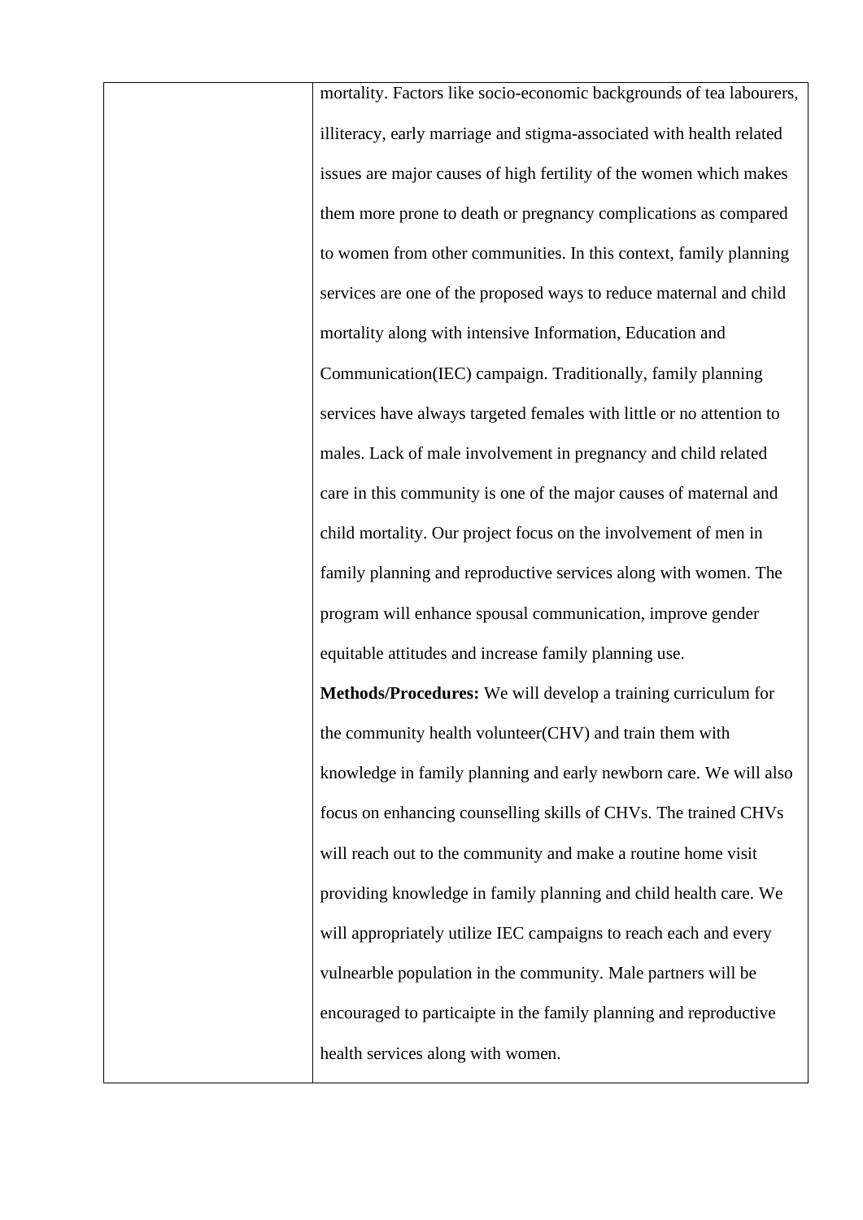| | |
|---|---|
| | mortality. Factors like socio-economic backgrounds of tea labourers, illiteracy, early marriage and stigma-associated with health related issues are major causes of high fertility of the women which makes them more prone to death or pregnancy complications as compared to women from other communities. In this context, family planning services are one of the proposed ways to reduce maternal and child mortality along with intensive Information, Education and Communication(IEC) campaign. Traditionally, family planning services have always targeted females with little or no attention to males. Lack of male involvement in pregnancy and child related care in this community is one of the major causes of maternal and child mortality. Our project focus on the involvement of men in family planning and reproductive services along with women. The program will enhance spousal communication, improve gender equitable attitudes and increase family planning use.<br>**Methods/Procedures:** We will develop a training curriculum for the community health volunteer(CHV) and train them with knowledge in family planning and early newborn care. We will also focus on enhancing counselling skills of CHVs. The trained CHVs will reach out to the community and make a routine home visit providing knowledge in family planning and child health care. We will appropriately utilize IEC campaigns to reach each and every vulnearble population in the community. Male partners will be encouraged to particaipte in the family planning and reproductive health services along with women. |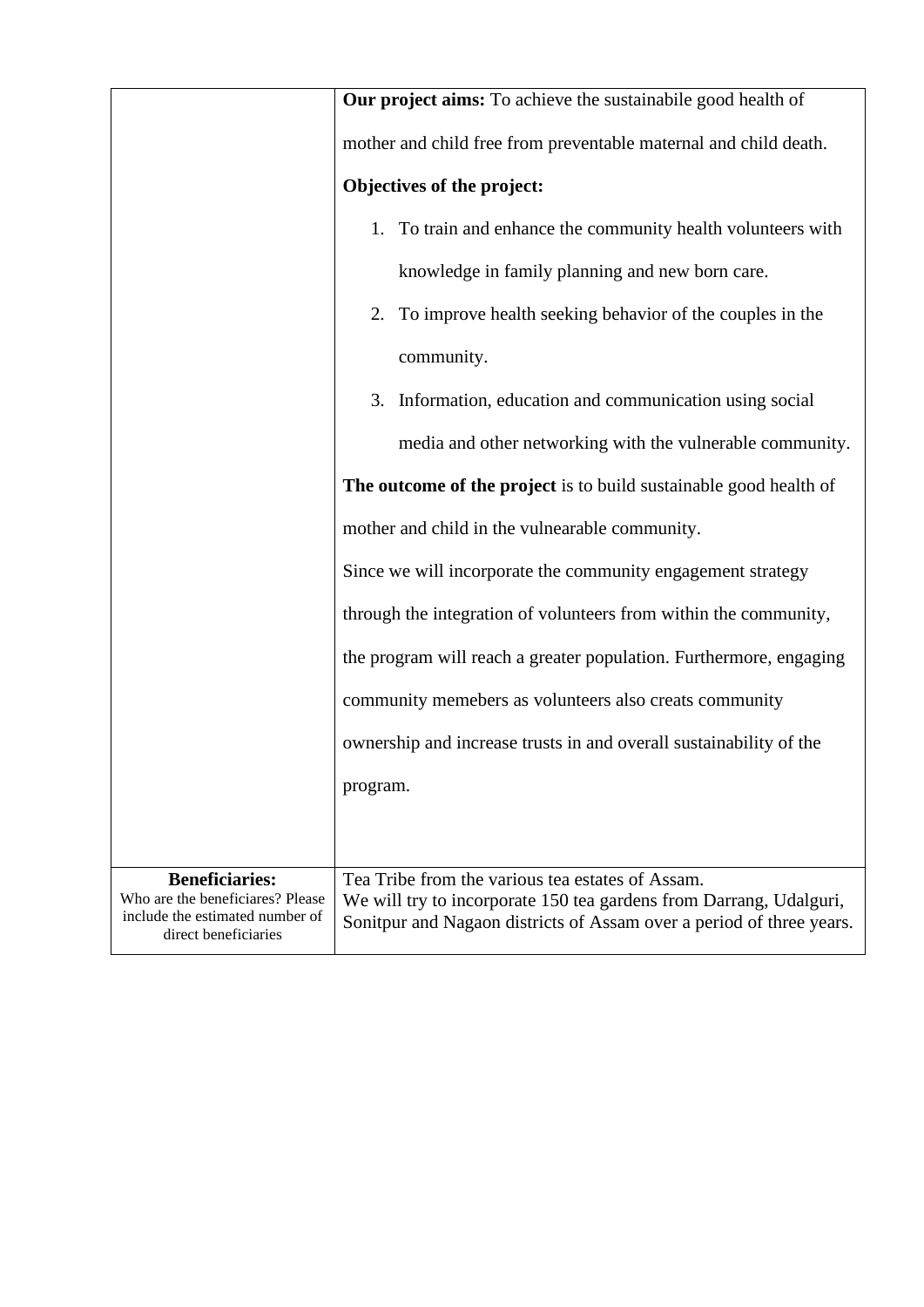| | |
|---|---|
| | **Our project aims:** To achieve the sustainabile good health of mother and child free from preventable maternal and child death.<br><br>**Objectives of the project:**<br>1. To train and enhance the community health volunteers with knowledge in family planning and new born care.<br>2. To improve health seeking behavior of the couples in the community.<br>3. Information, education and communication using social media and other networking with the vulnerable community.<br><br>**The outcome of the project** is to build sustainable good health of mother and child in the vulnearable community.<br>Since we will incorporate the community engagement strategy through the integration of volunteers from within the community, the program will reach a greater population. Furthermore, engaging community memebers as volunteers also creats community ownership and increase trusts in and overall sustainability of the program. |
| **Beneficiaries:**<br>Who are the beneficiares? Please include the estimated number of direct beneficiaries | Tea Tribe from the various tea estates of Assam.<br>We will try to incorporate 150 tea gardens from Darrang, Udalguri, Sonitpur and Nagaon districts of Assam over a period of three years. |